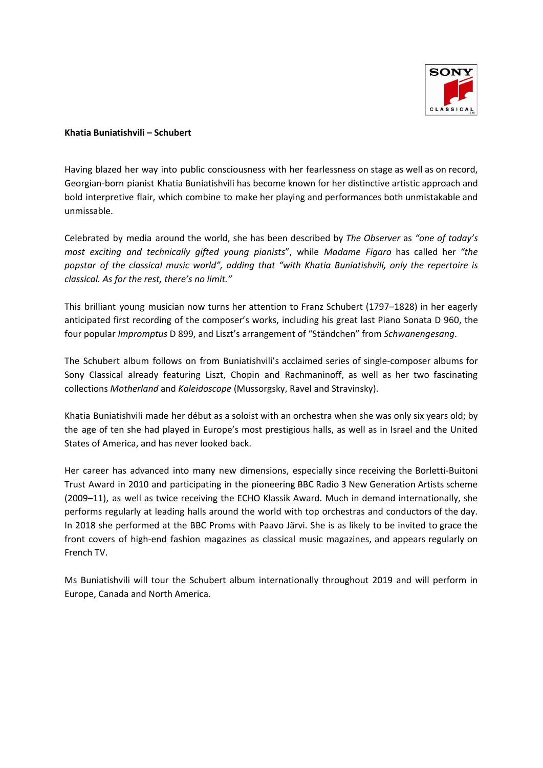**Khatia Buniatishvili – Schubert**

Having blazed her way into public consciousness with her fearlessness on stage as well as on record, Georgian-born pianist Khatia Buniatishvili has become known for her distinctive artistic approach and bold interpretive flair, which combine to make her playing and performances both unmistakable and unmissable.

Celebrated by media around the world, she has been described by *The Observer* as *"one of today's most exciting and technically gifted young pianists*", while *Madame Figaro* has called her *"the popstar of the classical music world", adding that "with Khatia Buniatishvili, only the repertoire is classical. As for the rest, there's no limit."*

This brilliant young musician now turns her attention to Franz Schubert (1797–1828) in her eagerly anticipated first recording of the composer's works, including his great last Piano Sonata D 960, the four popular *Impromptus* D 899, and Liszt's arrangement of "Ständchen" from *Schwanengesang*.

The Schubert album follows on from Buniatishvili's acclaimed series of single-composer albums for Sony Classical already featuring Liszt, Chopin and Rachmaninoff, as well as her two fascinating collections *Motherland* and *Kaleidoscope* (Mussorgsky, Ravel and Stravinsky).

Khatia Buniatishvili made her début as a soloist with an orchestra when she was only six years old; by the age of ten she had played in Europe's most prestigious halls, as well as in Israel and the United States of America, and has never looked back.

Her career has advanced into many new dimensions, especially since receiving the Borletti-Buitoni Trust Award in 2010 and participating in the pioneering BBC Radio 3 New Generation Artists scheme (2009–11), as well as twice receiving the ECHO Klassik Award. Much in demand internationally, she performs regularly at leading halls around the world with top orchestras and conductors of the day. In 2018 she performed at the BBC Proms with Paavo Järvi. She is as likely to be invited to grace the front covers of high-end fashion magazines as classical music magazines, and appears regularly on French TV.

Ms Buniatishvili will tour the Schubert album internationally throughout 2019 and will perform in Europe, Canada and North America.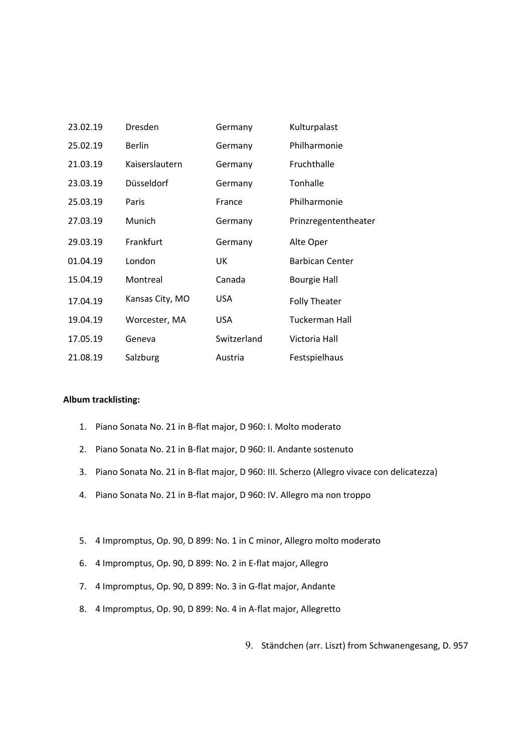| | | | |
|---|---|---|---|
| 23.02.19 | Dresden | Germany | Kulturpalast |
| 25.02.19 | Berlin | Germany | Philharmonie |
| 21.03.19 | Kaiserslautern | Germany | Fruchthalle |
| 23.03.19 | Düsseldorf | Germany | Tonhalle |
| 25.03.19 | Paris | France | Philharmonie |
| 27.03.19 | Munich | Germany | Prinzregententheater |
| 29.03.19 | Frankfurt | Germany | Alte Oper |
| 01.04.19 | London | UK | Barbican Center |
| 15.04.19 | Montreal | Canada | Bourgie Hall |
| 17.04.19 | Kansas City, MO | USA | Folly Theater |
| 19.04.19 | Worcester, MA | USA | Tuckerman Hall |
| 17.05.19 | Geneva | Switzerland | Victoria Hall |
| 21.08.19 | Salzburg | Austria | Festspielhaus |

**Album tracklisting:**

1. Piano Sonata No. 21 in B-flat major, D 960: I. Molto moderato
2. Piano Sonata No. 21 in B-flat major, D 960: II. Andante sostenuto
3. Piano Sonata No. 21 in B-flat major, D 960: III. Scherzo (Allegro vivace con delicatezza)
4. Piano Sonata No. 21 in B-flat major, D 960: IV. Allegro ma non troppo

5. 4 Impromptus, Op. 90, D 899: No. 1 in C minor, Allegro molto moderato
6. 4 Impromptus, Op. 90, D 899: No. 2 in E-flat major, Allegro
7. 4 Impromptus, Op. 90, D 899: No. 3 in G-flat major, Andante
8. 4 Impromptus, Op. 90, D 899: No. 4 in A-flat major, Allegretto

9. Ständchen (arr. Liszt) from Schwanengesang, D. 957